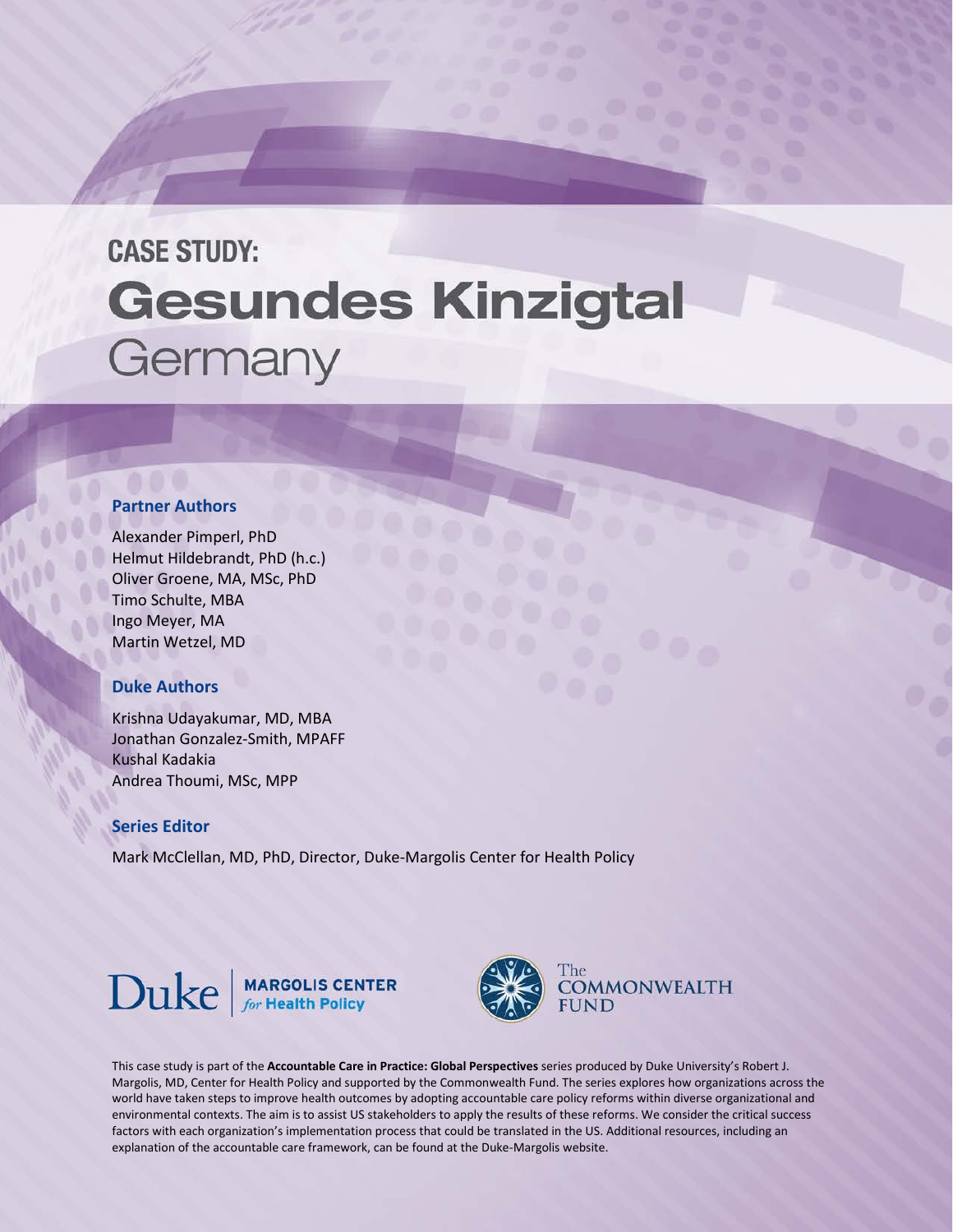# CASE STUDY:

# Gesundes Kinzigtal

## Germany

### Partner Authors

Alexander Pimperl, PhD
Helmut Hildebrandt, PhD (h.c.)
Oliver Groene, MA, MSc, PhD
Timo Schulte, MBA
Ingo Meyer, MA
Martin Wetzel, MD

### Duke Authors

Krishna Udayakumar, MD, MBA
Jonathan Gonzalez-Smith, MPAFF
Kushal Kadakia
Andrea Thoumi, MSc, MPP

### Series Editor

Mark McClellan, MD, PhD, Director, Duke-Margolis Center for Health Policy

Duke | MARGOLIS CENTER *for* Health Policy

The COMMONWEALTH FUND

This case study is part of the **Accountable Care in Practice: Global Perspectives** series produced by Duke University's Robert J. Margolis, MD, Center for Health Policy and supported by the Commonwealth Fund. The series explores how organizations across the world have taken steps to improve health outcomes by adopting accountable care policy reforms within diverse organizational and environmental contexts. The aim is to assist US stakeholders to apply the results of these reforms. We consider the critical success factors with each organization's implementation process that could be translated in the US. Additional resources, including an explanation of the accountable care framework, can be found at the Duke-Margolis website.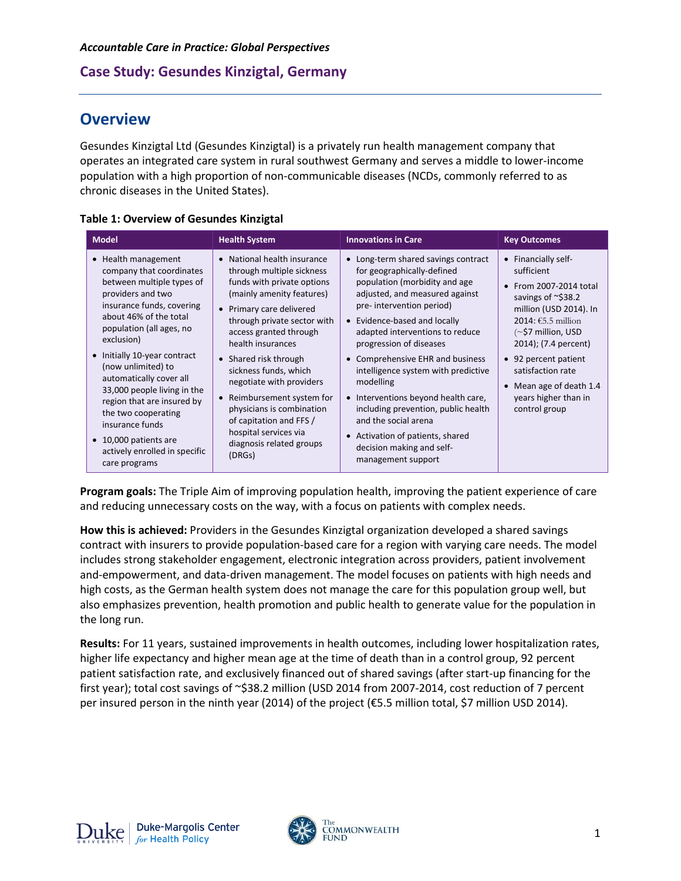*Accountable Care in Practice: Global Perspectives*

## Case Study: Gesundes Kinzigtal, Germany

# Overview

Gesundes Kinzigtal Ltd (Gesundes Kinzigtal) is a privately run health management company that operates an integrated care system in rural southwest Germany and serves a middle to lower-income population with a high proportion of non-communicable diseases (NCDs, commonly referred to as chronic diseases in the United States).

**Table 1: Overview of Gesundes Kinzigtal**

| Model | Health System | Innovations in Care | Key Outcomes |
|---|---|---|---|
| • Health management company that coordinates between multiple types of providers and two insurance funds, covering about 46% of the total population (all ages, no exclusion)<br>• Initially 10-year contract (now unlimited) to automatically cover all 33,000 people living in the region that are insured by the two cooperating insurance funds<br>• 10,000 patients are actively enrolled in specific care programs | • National health insurance through multiple sickness funds with private options (mainly amenity features)<br>• Primary care delivered through private sector with access granted through health insurances<br>• Shared risk through sickness funds, which negotiate with providers<br>• Reimbursement system for physicians is combination of capitation and FFS / hospital services via diagnosis related groups (DRGs) | • Long-term shared savings contract for geographically-defined population (morbidity and age adjusted, and measured against pre- intervention period)<br>• Evidence-based and locally adapted interventions to reduce progression of diseases<br>• Comprehensive EHR and business intelligence system with predictive modelling<br>• Interventions beyond health care, including prevention, public health and the social arena<br>• Activation of patients, shared decision making and self-management support | • Financially self-sufficient<br>• From 2007-2014 total savings of ~$38.2 million (USD 2014). In 2014: €5.5 million (~$7 million, USD 2014); (7.4 percent)<br>• 92 percent patient satisfaction rate<br>• Mean age of death 1.4 years higher than in control group |

**Program goals:** The Triple Aim of improving population health, improving the patient experience of care and reducing unnecessary costs on the way, with a focus on patients with complex needs.

**How this is achieved:** Providers in the Gesundes Kinzigtal organization developed a shared savings contract with insurers to provide population-based care for a region with varying care needs. The model includes strong stakeholder engagement, electronic integration across providers, patient involvement and-empowerment, and data-driven management. The model focuses on patients with high needs and high costs, as the German health system does not manage the care for this population group well, but also emphasizes prevention, health promotion and public health to generate value for the population in the long run.

**Results:** For 11 years, sustained improvements in health outcomes, including lower hospitalization rates, higher life expectancy and higher mean age at the time of death than in a control group, 92 percent patient satisfaction rate, and exclusively financed out of shared savings (after start-up financing for the first year); total cost savings of ~$38.2 million (USD 2014 from 2007-2014, cost reduction of 7 percent per insured person in the ninth year (2014) of the project (€5.5 million total, $7 million USD 2014).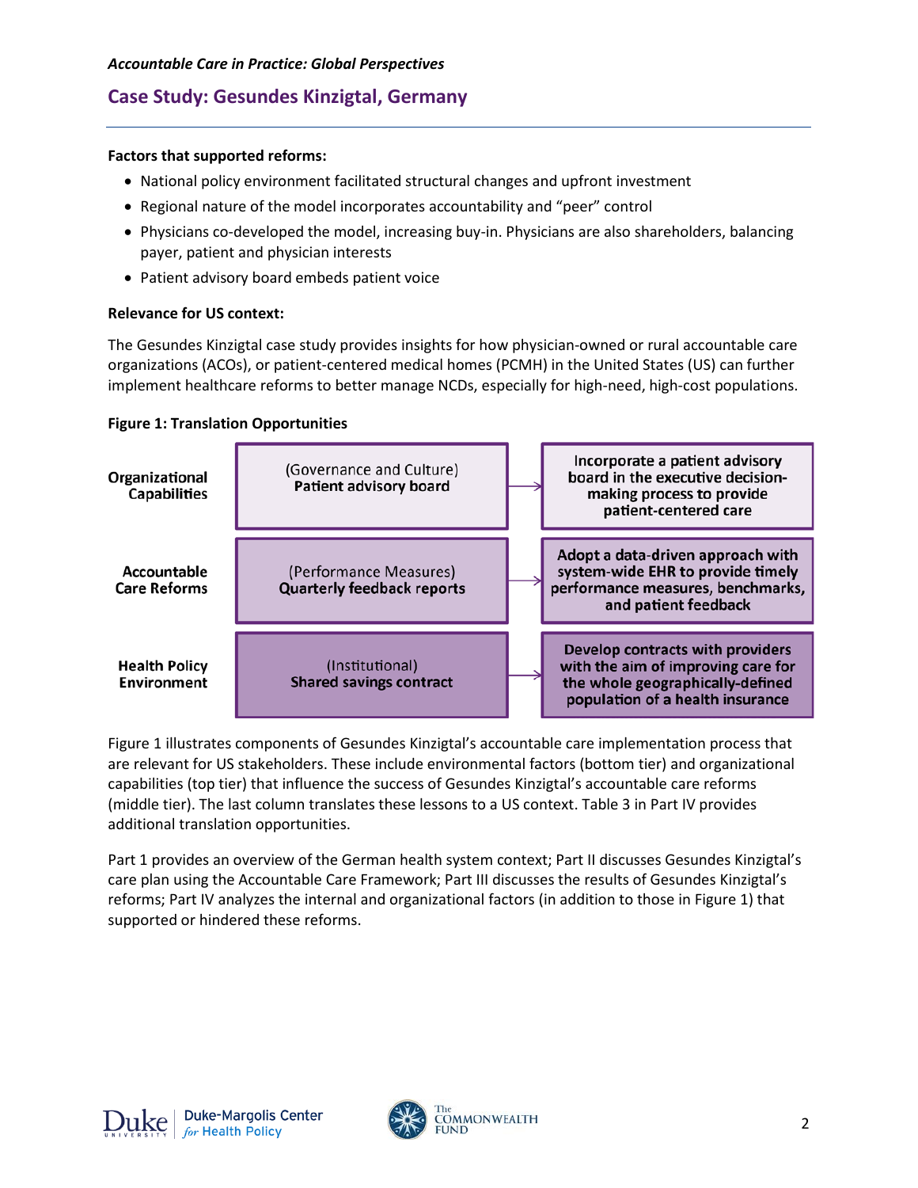*Accountable Care in Practice: Global Perspectives*

## Case Study: Gesundes Kinzigtal, Germany

**Factors that supported reforms:**

- National policy environment facilitated structural changes and upfront investment
- Regional nature of the model incorporates accountability and "peer" control
- Physicians co-developed the model, increasing buy-in. Physicians are also shareholders, balancing payer, patient and physician interests
- Patient advisory board embeds patient voice

**Relevance for US context:**

The Gesundes Kinzigtal case study provides insights for how physician-owned or rural accountable care organizations (ACOs), or patient-centered medical homes (PCMH) in the United States (US) can further implement healthcare reforms to better manage NCDs, especially for high-need, high-cost populations.

**Figure 1: Translation Opportunities**

| | | | |
|---|---|---|---|
| **Organizational Capabilities** | (Governance and Culture) **Patient advisory board** | → | **Incorporate a patient advisory board in the executive decision-making process to provide patient-centered care** |
| **Accountable Care Reforms** | (Performance Measures) **Quarterly feedback reports** | → | **Adopt a data-driven approach with system-wide EHR to provide timely performance measures, benchmarks, and patient feedback** |
| **Health Policy Environment** | (Institutional) **Shared savings contract** | → | **Develop contracts with providers with the aim of improving care for the whole geographically-defined population of a health insurance** |

Figure 1 illustrates components of Gesundes Kinzigtal's accountable care implementation process that are relevant for US stakeholders. These include environmental factors (bottom tier) and organizational capabilities (top tier) that influence the success of Gesundes Kinzigtal's accountable care reforms (middle tier). The last column translates these lessons to a US context. Table 3 in Part IV provides additional translation opportunities.

Part 1 provides an overview of the German health system context; Part II discusses Gesundes Kinzigtal's care plan using the Accountable Care Framework; Part III discusses the results of Gesundes Kinzigtal's reforms; Part IV analyzes the internal and organizational factors (in addition to those in Figure 1) that supported or hindered these reforms.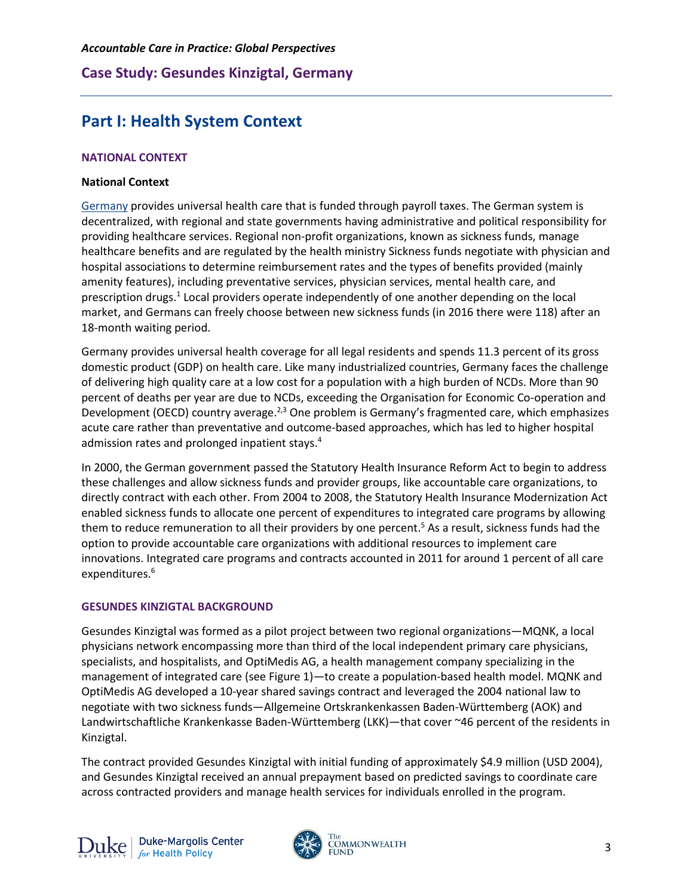## Part I: Health System Context

### NATIONAL CONTEXT

**National Context**

Germany provides universal health care that is funded through payroll taxes. The German system is decentralized, with regional and state governments having administrative and political responsibility for providing healthcare services. Regional non-profit organizations, known as sickness funds, manage healthcare benefits and are regulated by the health ministry Sickness funds negotiate with physician and hospital associations to determine reimbursement rates and the types of benefits provided (mainly amenity features), including preventative services, physician services, mental health care, and prescription drugs.[1] Local providers operate independently of one another depending on the local market, and Germans can freely choose between new sickness funds (in 2016 there were 118) after an 18-month waiting period.

Germany provides universal health coverage for all legal residents and spends 11.3 percent of its gross domestic product (GDP) on health care. Like many industrialized countries, Germany faces the challenge of delivering high quality care at a low cost for a population with a high burden of NCDs. More than 90 percent of deaths per year are due to NCDs, exceeding the Organisation for Economic Co-operation and Development (OECD) country average.[2,3] One problem is Germany's fragmented care, which emphasizes acute care rather than preventative and outcome-based approaches, which has led to higher hospital admission rates and prolonged inpatient stays.[4]

In 2000, the German government passed the Statutory Health Insurance Reform Act to begin to address these challenges and allow sickness funds and provider groups, like accountable care organizations, to directly contract with each other. From 2004 to 2008, the Statutory Health Insurance Modernization Act enabled sickness funds to allocate one percent of expenditures to integrated care programs by allowing them to reduce remuneration to all their providers by one percent.[5] As a result, sickness funds had the option to provide accountable care organizations with additional resources to implement care innovations. Integrated care programs and contracts accounted in 2011 for around 1 percent of all care expenditures.[6]

### GESUNDES KINZIGTAL BACKGROUND

Gesundes Kinzigtal was formed as a pilot project between two regional organizations—MQNK, a local physicians network encompassing more than third of the local independent primary care physicians, specialists, and hospitalists, and OptiMedis AG, a health management company specializing in the management of integrated care (see Figure 1)—to create a population-based health model. MQNK and OptiMedis AG developed a 10-year shared savings contract and leveraged the 2004 national law to negotiate with two sickness funds—Allgemeine Ortskrankenkassen Baden-Württemberg (AOK) and Landwirtschaftliche Krankenkasse Baden-Württemberg (LKK)—that cover ~46 percent of the residents in Kinzigtal.

The contract provided Gesundes Kinzigtal with initial funding of approximately $4.9 million (USD 2004), and Gesundes Kinzigtal received an annual prepayment based on predicted savings to coordinate care across contracted providers and manage health services for individuals enrolled in the program.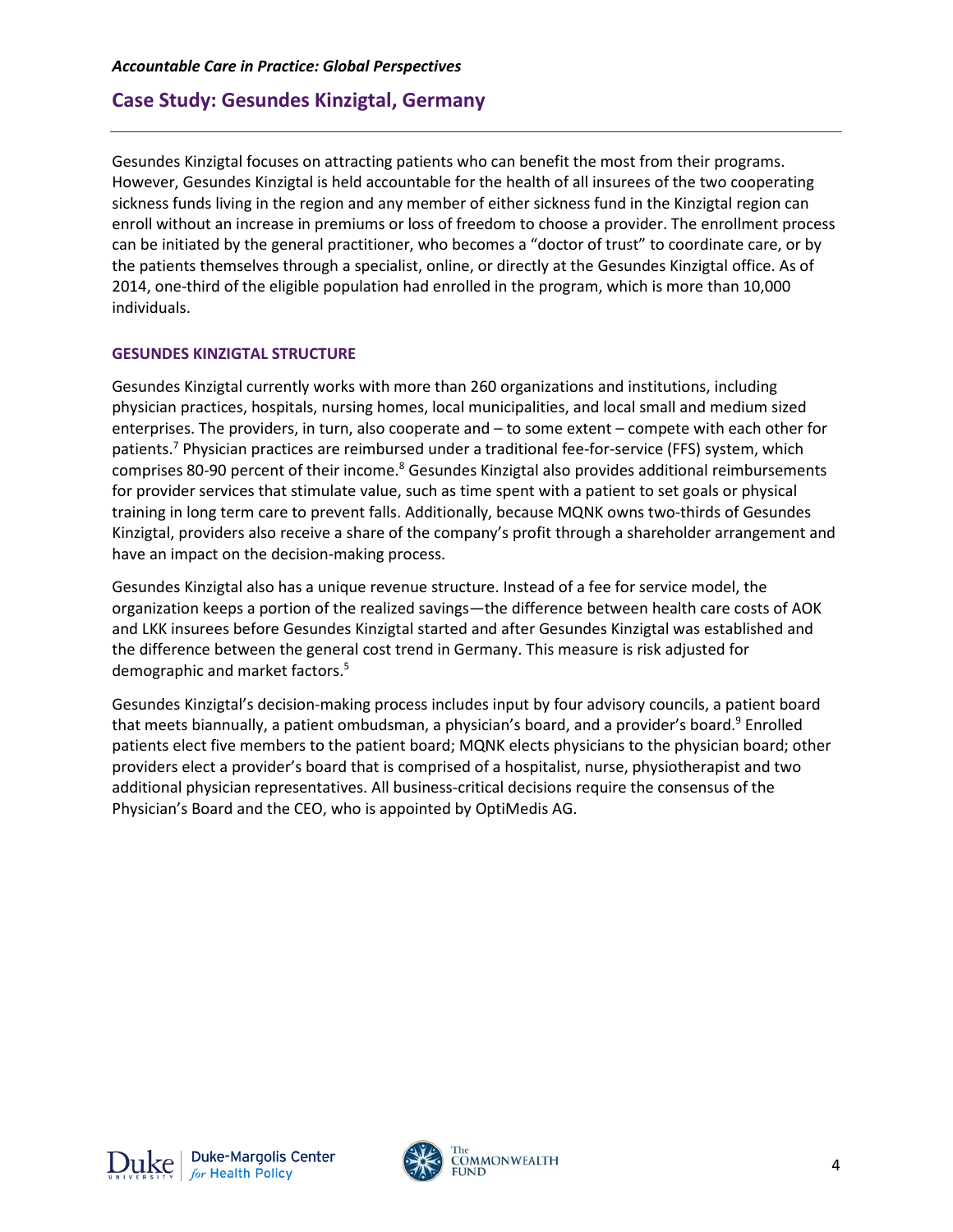Gesundes Kinzigtal focuses on attracting patients who can benefit the most from their programs. However, Gesundes Kinzigtal is held accountable for the health of all insurees of the two cooperating sickness funds living in the region and any member of either sickness fund in the Kinzigtal region can enroll without an increase in premiums or loss of freedom to choose a provider. The enrollment process can be initiated by the general practitioner, who becomes a "doctor of trust" to coordinate care, or by the patients themselves through a specialist, online, or directly at the Gesundes Kinzigtal office. As of 2014, one-third of the eligible population had enrolled in the program, which is more than 10,000 individuals.

### GESUNDES KINZIGTAL STRUCTURE

Gesundes Kinzigtal currently works with more than 260 organizations and institutions, including physician practices, hospitals, nursing homes, local municipalities, and local small and medium sized enterprises. The providers, in turn, also cooperate and – to some extent – compete with each other for patients.[7] Physician practices are reimbursed under a traditional fee-for-service (FFS) system, which comprises 80-90 percent of their income.[8] Gesundes Kinzigtal also provides additional reimbursements for provider services that stimulate value, such as time spent with a patient to set goals or physical training in long term care to prevent falls. Additionally, because MQNK owns two-thirds of Gesundes Kinzigtal, providers also receive a share of the company's profit through a shareholder arrangement and have an impact on the decision-making process.

Gesundes Kinzigtal also has a unique revenue structure. Instead of a fee for service model, the organization keeps a portion of the realized savings—the difference between health care costs of AOK and LKK insurees before Gesundes Kinzigtal started and after Gesundes Kinzigtal was established and the difference between the general cost trend in Germany. This measure is risk adjusted for demographic and market factors.[5]

Gesundes Kinzigtal's decision-making process includes input by four advisory councils, a patient board that meets biannually, a patient ombudsman, a physician's board, and a provider's board.[9] Enrolled patients elect five members to the patient board; MQNK elects physicians to the physician board; other providers elect a provider's board that is comprised of a hospitalist, nurse, physiotherapist and two additional physician representatives. All business-critical decisions require the consensus of the Physician's Board and the CEO, who is appointed by OptiMedis AG.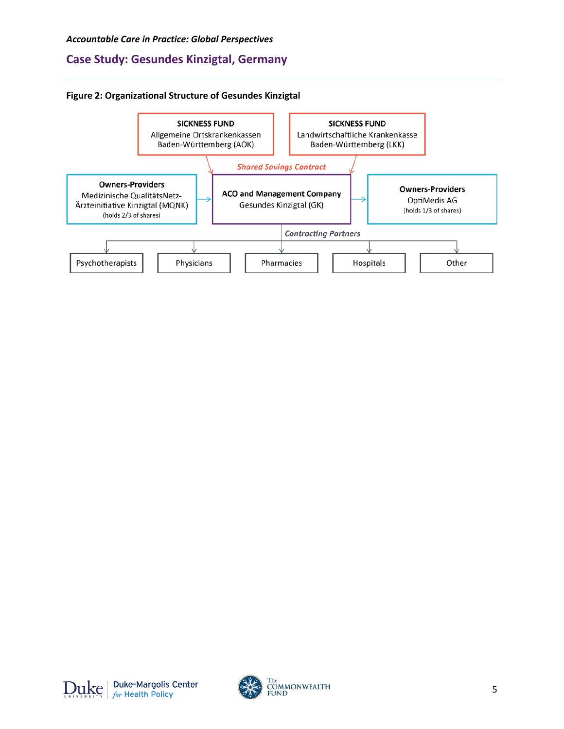## Case Study: Gesundes Kinzigtal, Germany

**Figure 2: Organizational Structure of Gesundes Kinzigtal**

**SICKNESS FUND**
Allgemeine Ortskrankenkassen Baden-Württemberg (AOK)

**SICKNESS FUND**
Landwirtschaftliche Krankenkasse Baden-Württemberg (LKK)

*Shared Savings Contract*

**Owners-Providers**
Medizinische QualitätsNetz-Ärzteinitiative Kinzigtal (MQNK)
(holds 2/3 of shares)

**ACO and Management Company**
Gesundes Kinzigtal (GK)

**Owners-Providers**
OptiMedis AG
(holds 1/3 of shares)

*Contracting Partners*

- Psychotherapists
- Physicians
- Pharmacies
- Hospitals
- Other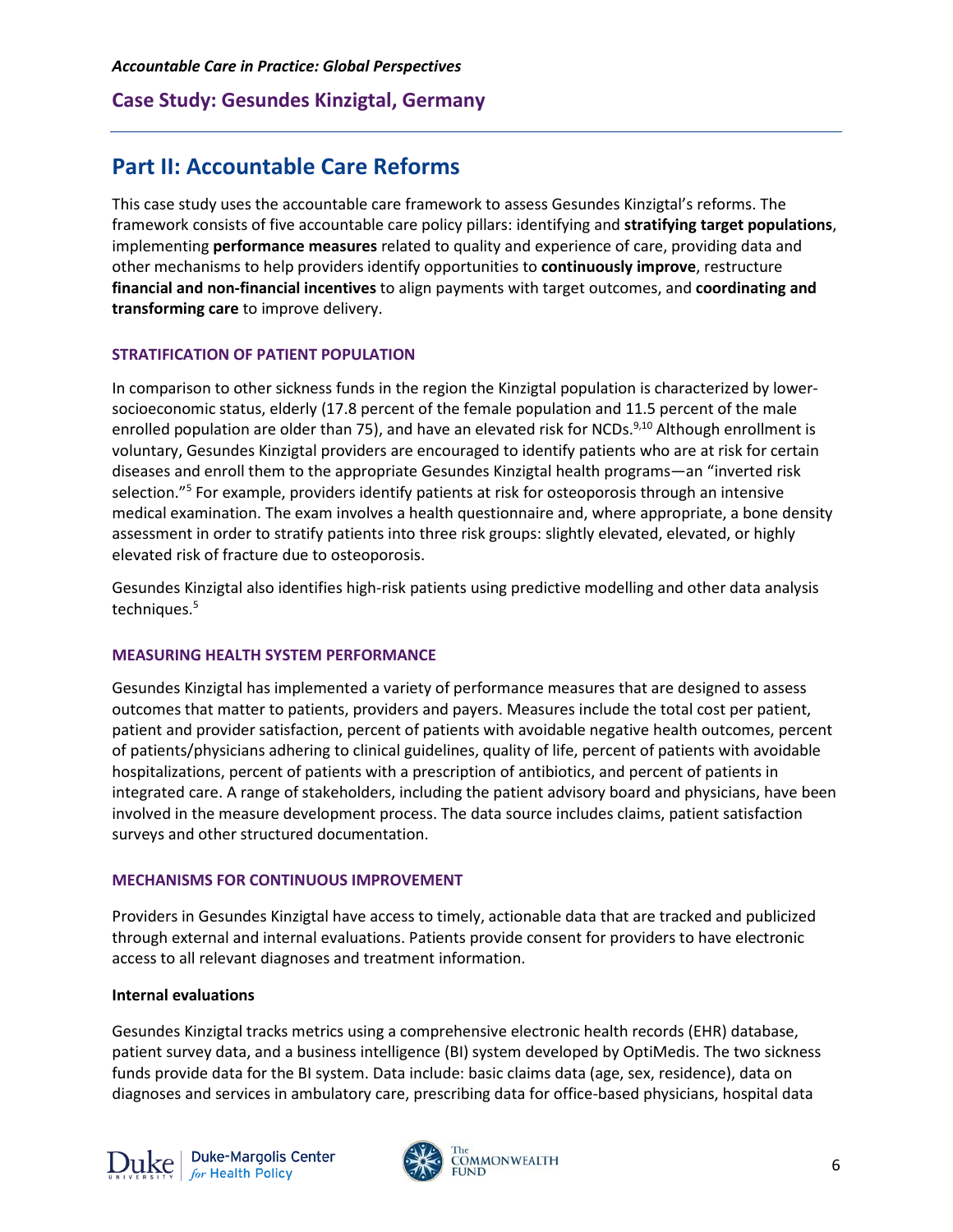## Part II: Accountable Care Reforms

This case study uses the accountable care framework to assess Gesundes Kinzigtal's reforms. The framework consists of five accountable care policy pillars: identifying and **stratifying target populations**, implementing **performance measures** related to quality and experience of care, providing data and other mechanisms to help providers identify opportunities to **continuously improve**, restructure **financial and non-financial incentives** to align payments with target outcomes, and **coordinating and transforming care** to improve delivery.

### STRATIFICATION OF PATIENT POPULATION

In comparison to other sickness funds in the region the Kinzigtal population is characterized by lower-socioeconomic status, elderly (17.8 percent of the female population and 11.5 percent of the male enrolled population are older than 75), and have an elevated risk for NCDs.[9,10] Although enrollment is voluntary, Gesundes Kinzigtal providers are encouraged to identify patients who are at risk for certain diseases and enroll them to the appropriate Gesundes Kinzigtal health programs—an "inverted risk selection."[5] For example, providers identify patients at risk for osteoporosis through an intensive medical examination. The exam involves a health questionnaire and, where appropriate, a bone density assessment in order to stratify patients into three risk groups: slightly elevated, elevated, or highly elevated risk of fracture due to osteoporosis.

Gesundes Kinzigtal also identifies high-risk patients using predictive modelling and other data analysis techniques.[5]

### MEASURING HEALTH SYSTEM PERFORMANCE

Gesundes Kinzigtal has implemented a variety of performance measures that are designed to assess outcomes that matter to patients, providers and payers. Measures include the total cost per patient, patient and provider satisfaction, percent of patients with avoidable negative health outcomes, percent of patients/physicians adhering to clinical guidelines, quality of life, percent of patients with avoidable hospitalizations, percent of patients with a prescription of antibiotics, and percent of patients in integrated care. A range of stakeholders, including the patient advisory board and physicians, have been involved in the measure development process. The data source includes claims, patient satisfaction surveys and other structured documentation.

### MECHANISMS FOR CONTINUOUS IMPROVEMENT

Providers in Gesundes Kinzigtal have access to timely, actionable data that are tracked and publicized through external and internal evaluations. Patients provide consent for providers to have electronic access to all relevant diagnoses and treatment information.

**Internal evaluations**

Gesundes Kinzigtal tracks metrics using a comprehensive electronic health records (EHR) database, patient survey data, and a business intelligence (BI) system developed by OptiMedis. The two sickness funds provide data for the BI system. Data include: basic claims data (age, sex, residence), data on diagnoses and services in ambulatory care, prescribing data for office-based physicians, hospital data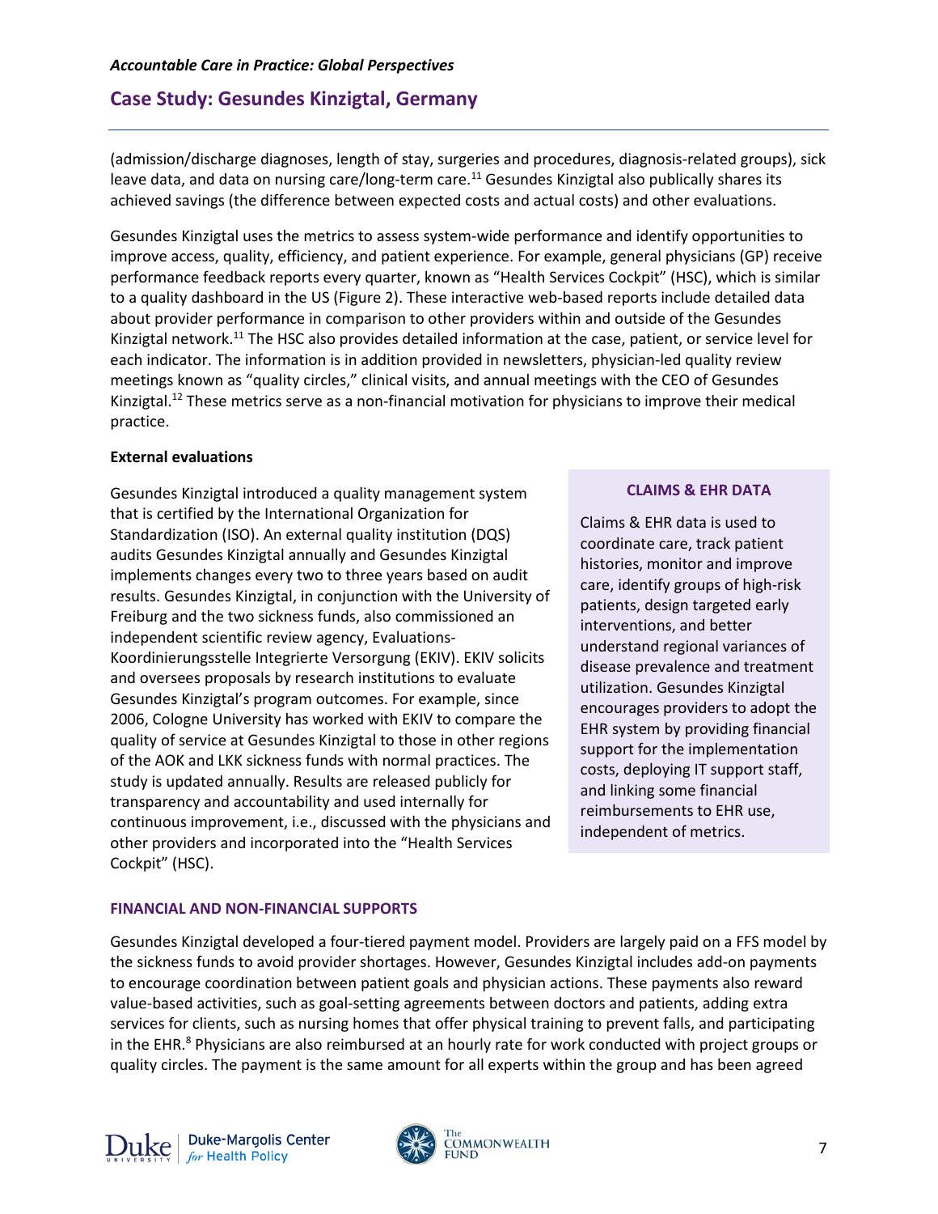(admission/discharge diagnoses, length of stay, surgeries and procedures, diagnosis-related groups), sick leave data, and data on nursing care/long-term care.[11] Gesundes Kinzigtal also publically shares its achieved savings (the difference between expected costs and actual costs) and other evaluations.

Gesundes Kinzigtal uses the metrics to assess system-wide performance and identify opportunities to improve access, quality, efficiency, and patient experience. For example, general physicians (GP) receive performance feedback reports every quarter, known as "Health Services Cockpit" (HSC), which is similar to a quality dashboard in the US (Figure 2). These interactive web-based reports include detailed data about provider performance in comparison to other providers within and outside of the Gesundes Kinzigtal network.[11] The HSC also provides detailed information at the case, patient, or service level for each indicator. The information is in addition provided in newsletters, physician-led quality review meetings known as "quality circles," clinical visits, and annual meetings with the CEO of Gesundes Kinzigtal.[12] These metrics serve as a non-financial motivation for physicians to improve their medical practice.

**External evaluations**

Gesundes Kinzigtal introduced a quality management system that is certified by the International Organization for Standardization (ISO). An external quality institution (DQS) audits Gesundes Kinzigtal annually and Gesundes Kinzigtal implements changes every two to three years based on audit results. Gesundes Kinzigtal, in conjunction with the University of Freiburg and the two sickness funds, also commissioned an independent scientific review agency, Evaluations-Koordinierungsstelle Integrierte Versorgung (EKIV). EKIV solicits and oversees proposals by research institutions to evaluate Gesundes Kinzigtal's program outcomes. For example, since 2006, Cologne University has worked with EKIV to compare the quality of service at Gesundes Kinzigtal to those in other regions of the AOK and LKK sickness funds with normal practices. The study is updated annually. Results are released publicly for transparency and accountability and used internally for continuous improvement, i.e., discussed with the physicians and other providers and incorporated into the "Health Services Cockpit" (HSC).

**CLAIMS & EHR DATA**

Claims & EHR data is used to coordinate care, track patient histories, monitor and improve care, identify groups of high-risk patients, design targeted early interventions, and better understand regional variances of disease prevalence and treatment utilization. Gesundes Kinzigtal encourages providers to adopt the EHR system by providing financial support for the implementation costs, deploying IT support staff, and linking some financial reimbursements to EHR use, independent of metrics.

## FINANCIAL AND NON-FINANCIAL SUPPORTS

Gesundes Kinzigtal developed a four-tiered payment model. Providers are largely paid on a FFS model by the sickness funds to avoid provider shortages. However, Gesundes Kinzigtal includes add-on payments to encourage coordination between patient goals and physician actions. These payments also reward value-based activities, such as goal-setting agreements between doctors and patients, adding extra services for clients, such as nursing homes that offer physical training to prevent falls, and participating in the EHR.[8] Physicians are also reimbursed at an hourly rate for work conducted with project groups or quality circles. The payment is the same amount for all experts within the group and has been agreed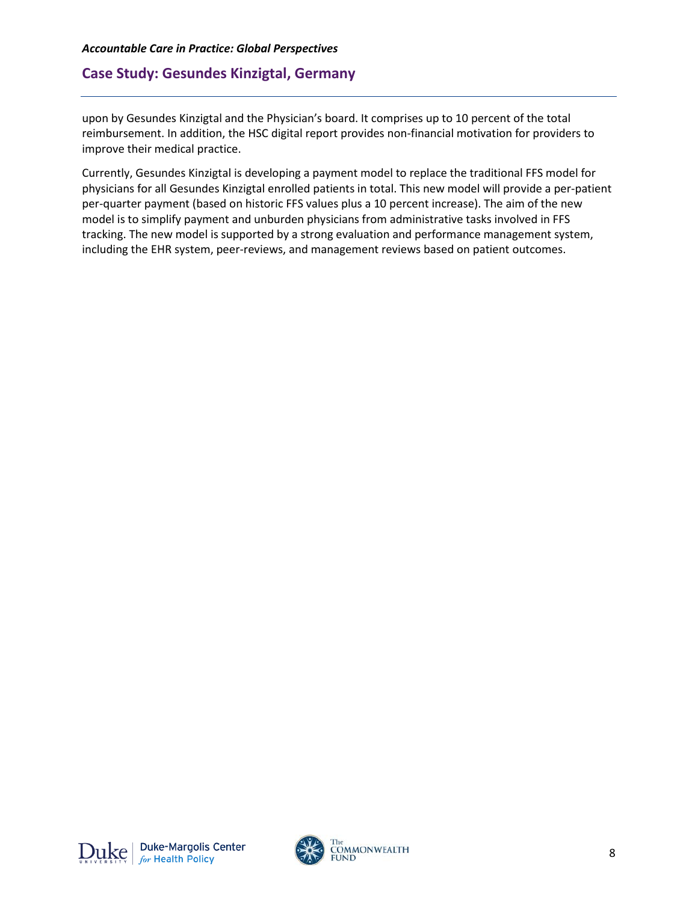upon by Gesundes Kinzigtal and the Physician's board. It comprises up to 10 percent of the total reimbursement. In addition, the HSC digital report provides non-financial motivation for providers to improve their medical practice.

Currently, Gesundes Kinzigtal is developing a payment model to replace the traditional FFS model for physicians for all Gesundes Kinzigtal enrolled patients in total. This new model will provide a per-patient per-quarter payment (based on historic FFS values plus a 10 percent increase). The aim of the new model is to simplify payment and unburden physicians from administrative tasks involved in FFS tracking. The new model is supported by a strong evaluation and performance management system, including the EHR system, peer-reviews, and management reviews based on patient outcomes.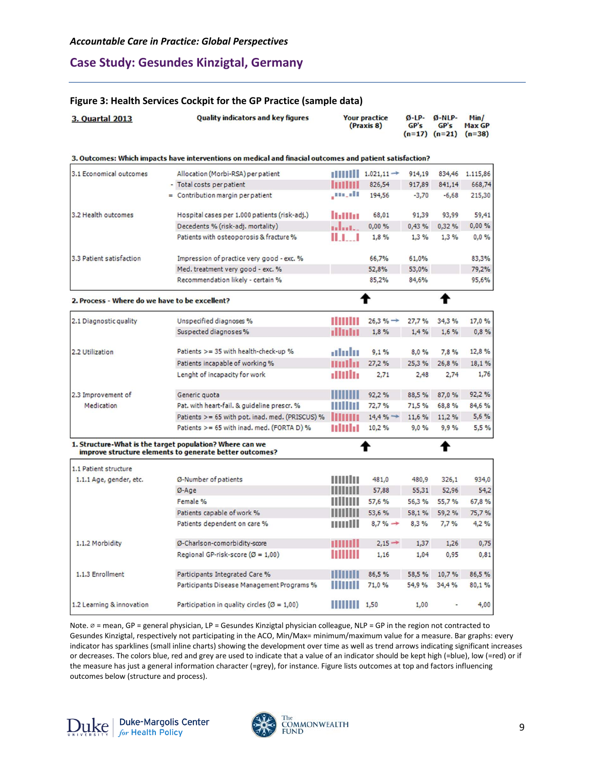## Case Study: Gesundes Kinzigtal, Germany

**Figure 3: Health Services Cockpit for the GP Practice (sample data)**

| 3. Quartal 2013 | Quality indicators and key figures | Your practice (Praxis 8) | Ø-LP-GP's (n=17) | Ø-NLP-GP's (n=21) | Min/ Max GP (n=38) |
|---|---|---|---|---|---|
| **3. Outcomes: Which impacts have interventions on medical and finacial outcomes and patient satisfaction?** | | | | | |
| 3.1 Economical outcomes | Allocation (Morbi-RSA) per patient | 1.021,11 → | 914,19 | 834,46 | 1.115,86 |
| | - Total costs per patient | 826,54 | 917,89 | 841,14 | 668,74 |
| | = Contribution margin per patient | 194,56 | -3,70 | -6,68 | 215,30 |
| 3.2 Health outcomes | Hospital cases per 1.000 patients (risk-adj.) | 68,01 | 91,39 | 93,99 | 59,41 |
| | Decedents % (risk-adj. mortality) | 0,00 % | 0,43 % | 0,32 % | 0,00 % |
| | Patients with osteoporosis & fracture % | 1,8 % | 1,3 % | 1,3 % | 0,0 % |
| 3.3 Patient satisfaction | Impression of practice very good - exc. % | 66,7% | 61,0% | | 83,3% |
| | Med. treatment very good - exc. % | 52,8% | 53,0% | | 79,2% |
| | Recommendation likely - certain % | 85,2% | 84,6% | | 95,6% |
| **2. Process - Where do we have to be excellent?** | | ↑ | | ↑ | |
| 2.1 Diagnostic quality | Unspecified diagnoses % | 26,3 % → | 27,7 % | 34,3 % | 17,0 % |
| | Suspected diagnoses % | 1,8 % | 1,4 % | 1,6 % | 0,8 % |
| 2.2 Utilization | Patients >= 35 with health-check-up % | 9,1 % | 8,0 % | 7,8 % | 12,8 % |
| | Patients incapable of working % | 27,2 % | 25,3 % | 26,8 % | 18,1 % |
| | Lenght of incapacity for work | 2,71 | 2,48 | 2,74 | 1,76 |
| 2.3 Improvement of Medication | Generic quota | 92,2 % | 88,5 % | 87,0 % | 92,2 % |
| | Pat. with heart-fail. & guideline prescr. % | 72,7 % | 71,5 % | 68,8 % | 84,6 % |
| | Patients >= 65 with pot. inad. med. (PRISCUS) % | 14,4 % → | 11,6 % | 11,2 % | 5,6 % |
| | Patients >= 65 with inad. med. (FORTA D) % | 10,2 % | 9,0 % | 9,9 % | 5,5 % |
| **1. Structure-What is the target population? Where can we improve structure elements to generate better outcomes?** | | ↑ | | ↑ | |
| 1.1 Patient structure | | | | | |
| 1.1.1 Age, gender, etc. | Ø-Number of patients | 481,0 | 480,9 | 326,1 | 934,0 |
| | Ø-Age | 57,88 | 55,31 | 52,96 | 54,2 |
| | Female % | 57,6 % | 56,3 % | 55,7 % | 67,8 % |
| | Patients capable of work % | 53,6 % | 58,1 % | 59,2 % | 75,7 % |
| | Patients dependent on care % | 8,7 % → | 8,3 % | 7,7 % | 4,2 % |
| 1.1.2 Morbidity | Ø-Charlson-comorbidity-score | 2,15 → | 1,37 | 1,26 | 0,75 |
| | Regional GP-risk-score (Ø = 1,00) | 1,16 | 1,04 | 0,95 | 0,81 |
| 1.1.3 Enrollment | Participants Integrated Care % | 86,5 % | 58,5 % | 10,7 % | 86,5 % |
| | Participants Disease Management Programs % | 71,0 % | 54,9 % | 34,4 % | 80,1 % |
| 1.2 Learning & innovation | Participation in quality circles (Ø = 1,00) | 1,50 | 1,00 | - | 4,00 |

Note. ⌀ = mean, GP = general physician, LP = Gesundes Kinzigtal physician colleague, NLP = GP in the region not contracted to Gesundes Kinzigtal, respectively not participating in the ACO, Min/Max= minimum/maximum value for a measure. Bar graphs: every indicator has sparklines (small inline charts) showing the development over time as well as trend arrows indicating significant increases or decreases. The colors blue, red and grey are used to indicate that a value of an indicator should be kept high (=blue), low (=red) or if the measure has just a general information character (=grey), for instance. Figure lists outcomes at top and factors influencing outcomes below (structure and process).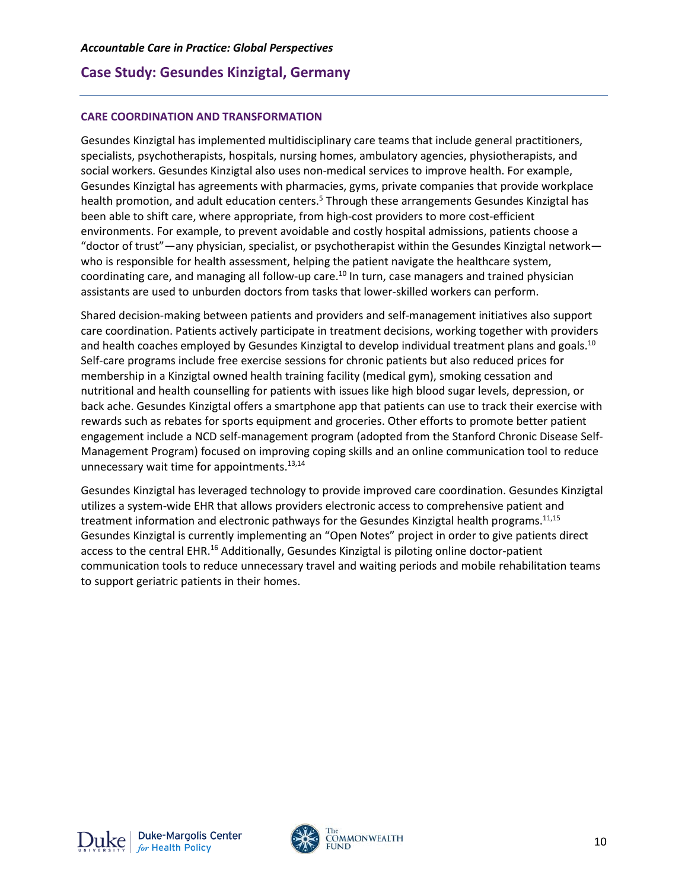## CARE COORDINATION AND TRANSFORMATION

Gesundes Kinzigtal has implemented multidisciplinary care teams that include general practitioners, specialists, psychotherapists, hospitals, nursing homes, ambulatory agencies, physiotherapists, and social workers. Gesundes Kinzigtal also uses non-medical services to improve health. For example, Gesundes Kinzigtal has agreements with pharmacies, gyms, private companies that provide workplace health promotion, and adult education centers.[5] Through these arrangements Gesundes Kinzigtal has been able to shift care, where appropriate, from high-cost providers to more cost-efficient environments. For example, to prevent avoidable and costly hospital admissions, patients choose a "doctor of trust"—any physician, specialist, or psychotherapist within the Gesundes Kinzigtal network—who is responsible for health assessment, helping the patient navigate the healthcare system, coordinating care, and managing all follow-up care.[10] In turn, case managers and trained physician assistants are used to unburden doctors from tasks that lower-skilled workers can perform.

Shared decision-making between patients and providers and self-management initiatives also support care coordination. Patients actively participate in treatment decisions, working together with providers and health coaches employed by Gesundes Kinzigtal to develop individual treatment plans and goals.[10] Self-care programs include free exercise sessions for chronic patients but also reduced prices for membership in a Kinzigtal owned health training facility (medical gym), smoking cessation and nutritional and health counselling for patients with issues like high blood sugar levels, depression, or back ache. Gesundes Kinzigtal offers a smartphone app that patients can use to track their exercise with rewards such as rebates for sports equipment and groceries. Other efforts to promote better patient engagement include a NCD self-management program (adopted from the Stanford Chronic Disease Self-Management Program) focused on improving coping skills and an online communication tool to reduce unnecessary wait time for appointments.[13,14]

Gesundes Kinzigtal has leveraged technology to provide improved care coordination. Gesundes Kinzigtal utilizes a system-wide EHR that allows providers electronic access to comprehensive patient and treatment information and electronic pathways for the Gesundes Kinzigtal health programs.[11,15] Gesundes Kinzigtal is currently implementing an "Open Notes" project in order to give patients direct access to the central EHR.[16] Additionally, Gesundes Kinzigtal is piloting online doctor-patient communication tools to reduce unnecessary travel and waiting periods and mobile rehabilitation teams to support geriatric patients in their homes.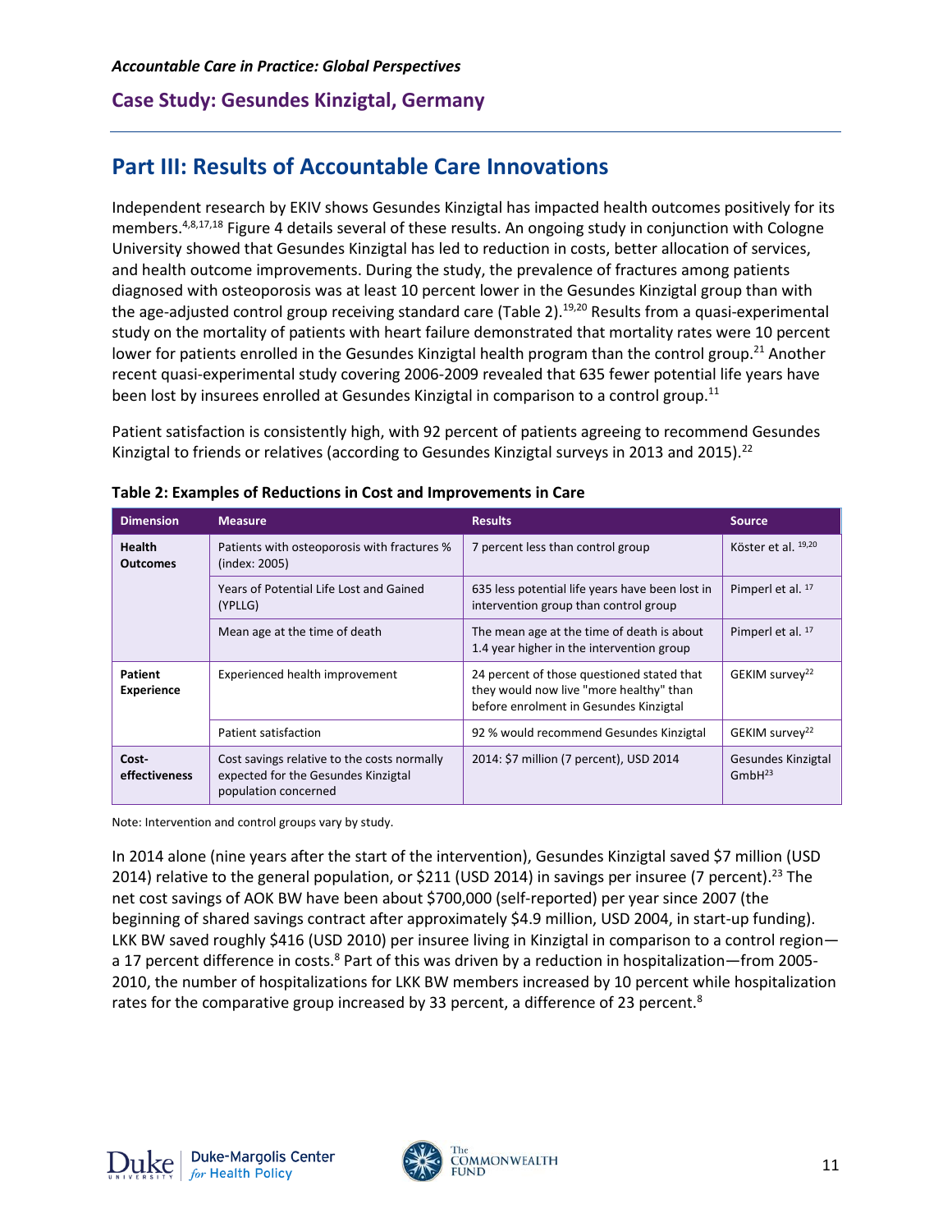## Part III: Results of Accountable Care Innovations

Independent research by EKIV shows Gesundes Kinzigtal has impacted health outcomes positively for its members.[4,8,17,18] Figure 4 details several of these results. An ongoing study in conjunction with Cologne University showed that Gesundes Kinzigtal has led to reduction in costs, better allocation of services, and health outcome improvements. During the study, the prevalence of fractures among patients diagnosed with osteoporosis was at least 10 percent lower in the Gesundes Kinzigtal group than with the age-adjusted control group receiving standard care (Table 2).[19,20] Results from a quasi-experimental study on the mortality of patients with heart failure demonstrated that mortality rates were 10 percent lower for patients enrolled in the Gesundes Kinzigtal health program than the control group.[21] Another recent quasi-experimental study covering 2006-2009 revealed that 635 fewer potential life years have been lost by insurees enrolled at Gesundes Kinzigtal in comparison to a control group.[11]

Patient satisfaction is consistently high, with 92 percent of patients agreeing to recommend Gesundes Kinzigtal to friends or relatives (according to Gesundes Kinzigtal surveys in 2013 and 2015).[22]

**Table 2: Examples of Reductions in Cost and Improvements in Care**

| Dimension | Measure | Results | Source |
|---|---|---|---|
| **Health Outcomes** | Patients with osteoporosis with fractures % (index: 2005) | 7 percent less than control group | Köster et al. [19,20] |
| | Years of Potential Life Lost and Gained (YPLLG) | 635 less potential life years have been lost in intervention group than control group | Pimperl et al. [17] |
| | Mean age at the time of death | The mean age at the time of death is about 1.4 year higher in the intervention group | Pimperl et al. [17] |
| **Patient Experience** | Experienced health improvement | 24 percent of those questioned stated that they would now live "more healthy" than before enrolment in Gesundes Kinzigtal | GEKIM survey[22] |
| | Patient satisfaction | 92 % would recommend Gesundes Kinzigtal | GEKIM survey[22] |
| **Cost-effectiveness** | Cost savings relative to the costs normally expected for the Gesundes Kinzigtal population concerned | 2014: $7 million (7 percent), USD 2014 | Gesundes Kinzigtal GmbH[23] |

Note: Intervention and control groups vary by study.

In 2014 alone (nine years after the start of the intervention), Gesundes Kinzigtal saved $7 million (USD 2014) relative to the general population, or $211 (USD 2014) in savings per insuree (7 percent).[23] The net cost savings of AOK BW have been about $700,000 (self-reported) per year since 2007 (the beginning of shared savings contract after approximately $4.9 million, USD 2004, in start-up funding). LKK BW saved roughly $416 (USD 2010) per insuree living in Kinzigtal in comparison to a control region—a 17 percent difference in costs.[8] Part of this was driven by a reduction in hospitalization—from 2005-2010, the number of hospitalizations for LKK BW members increased by 10 percent while hospitalization rates for the comparative group increased by 33 percent, a difference of 23 percent.[8]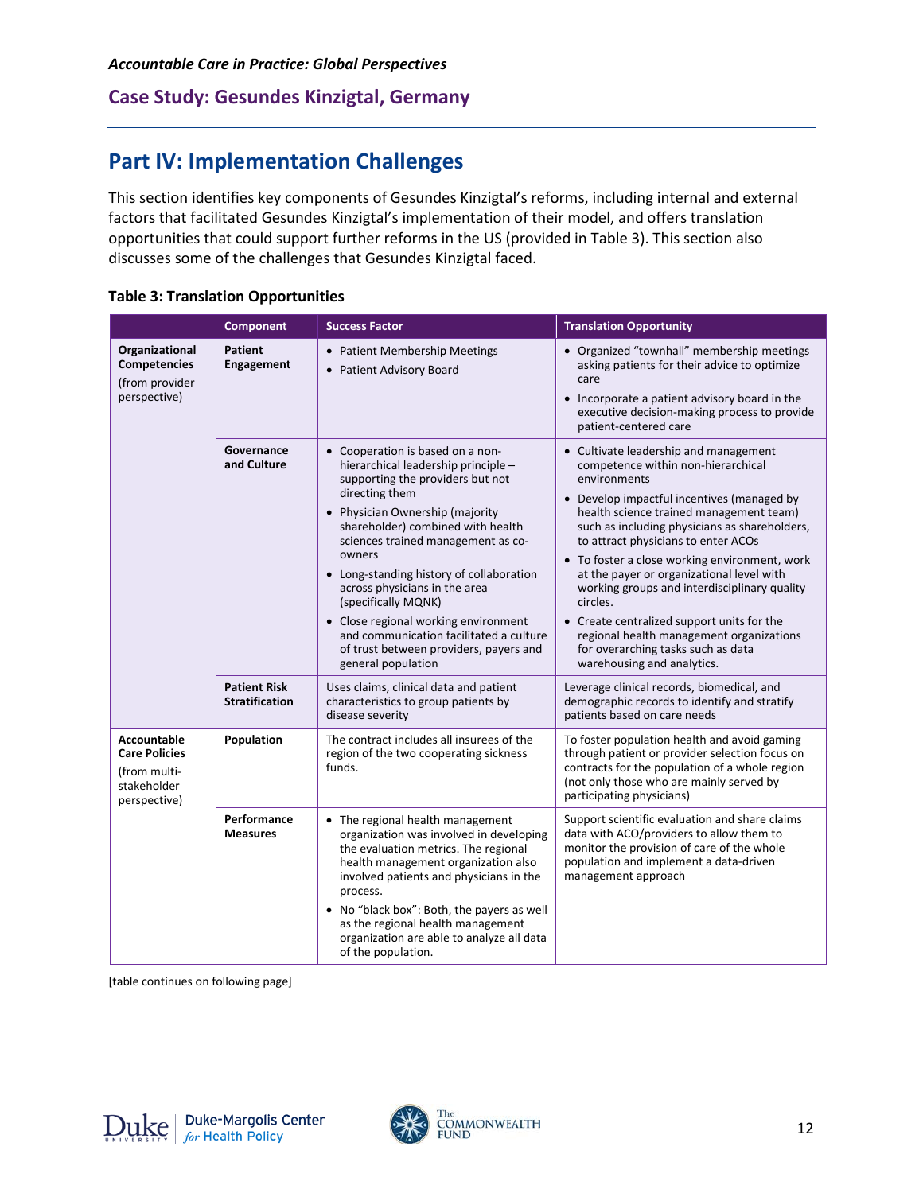## Part IV: Implementation Challenges

This section identifies key components of Gesundes Kinzigtal's reforms, including internal and external factors that facilitated Gesundes Kinzigtal's implementation of their model, and offers translation opportunities that could support further reforms in the US (provided in Table 3). This section also discusses some of the challenges that Gesundes Kinzigtal faced.

**Table 3: Translation Opportunities**

| | Component | Success Factor | Translation Opportunity |
|---|---|---|---|
| **Organizational Competencies** (from provider perspective) | **Patient Engagement** | • Patient Membership Meetings<br>• Patient Advisory Board | • Organized "townhall" membership meetings asking patients for their advice to optimize care<br>• Incorporate a patient advisory board in the executive decision-making process to provide patient-centered care |
| | **Governance and Culture** | • Cooperation is based on a non-hierarchical leadership principle – supporting the providers but not directing them<br>• Physician Ownership (majority shareholder) combined with health sciences trained management as co-owners<br>• Long-standing history of collaboration across physicians in the area (specifically MQNK)<br>• Close regional working environment and communication facilitated a culture of trust between providers, payers and general population | • Cultivate leadership and management competence within non-hierarchical environments<br>• Develop impactful incentives (managed by health science trained management team) such as including physicians as shareholders, to attract physicians to enter ACOs<br>• To foster a close working environment, work at the payer or organizational level with working groups and interdisciplinary quality circles.<br>• Create centralized support units for the regional health management organizations for overarching tasks such as data warehousing and analytics. |
| | **Patient Risk Stratification** | Uses claims, clinical data and patient characteristics to group patients by disease severity | Leverage clinical records, biomedical, and demographic records to identify and stratify patients based on care needs |
| **Accountable Care Policies** (from multi-stakeholder perspective) | **Population** | The contract includes all insurees of the region of the two cooperating sickness funds. | To foster population health and avoid gaming through patient or provider selection focus on contracts for the population of a whole region (not only those who are mainly served by participating physicians) |
| | **Performance Measures** | • The regional health management organization was involved in developing the evaluation metrics. The regional health management organization also involved patients and physicians in the process.<br>• No "black box": Both, the payers as well as the regional health management organization are able to analyze all data of the population. | Support scientific evaluation and share claims data with ACO/providers to allow them to monitor the provision of care of the whole population and implement a data-driven management approach |

[table continues on following page]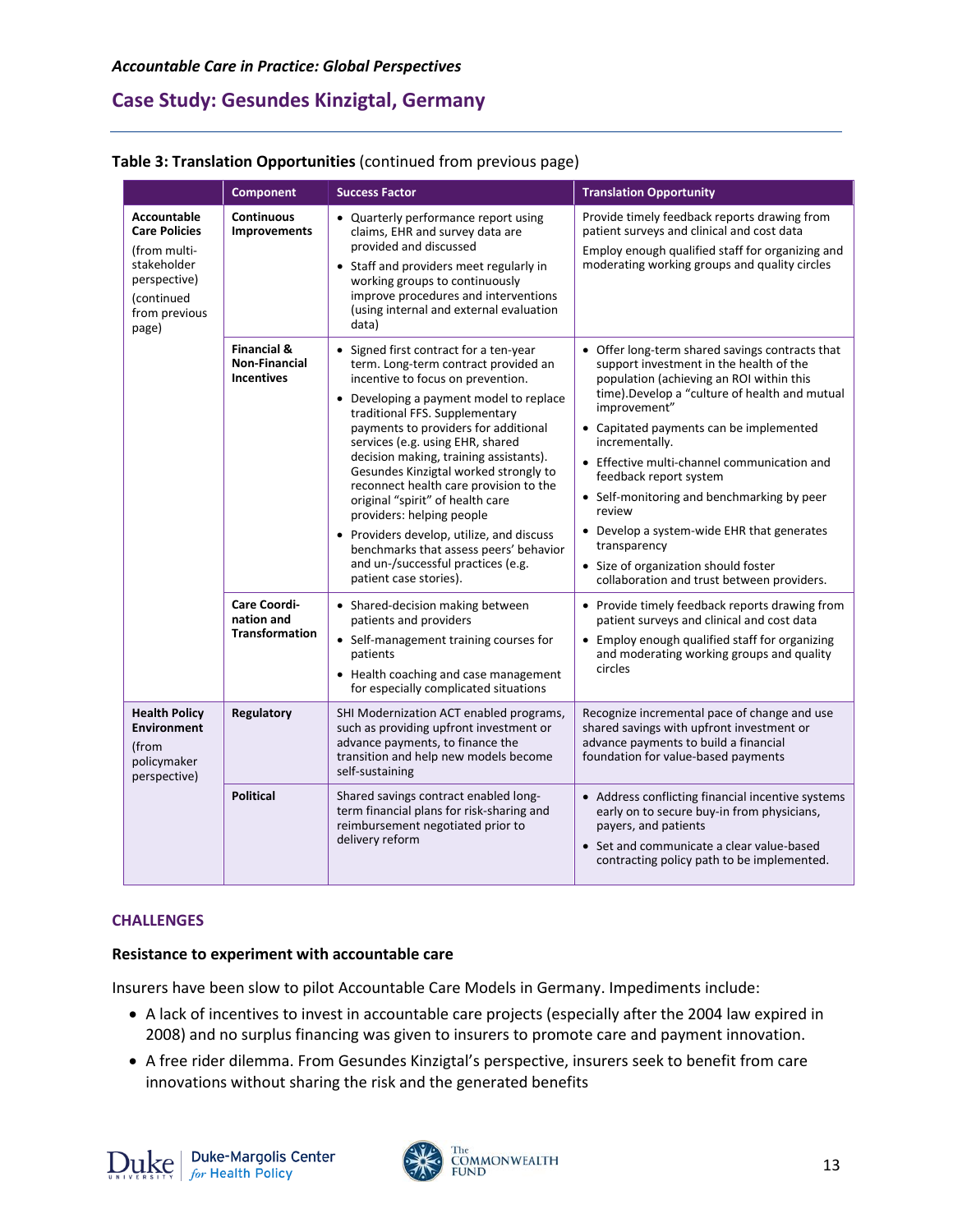**Table 3: Translation Opportunities** (continued from previous page)

| | Component | Success Factor | Translation Opportunity |
|---|---|---|---|
| **Accountable Care Policies** (from multi-stakeholder perspective) (continued from previous page) | **Continuous Improvements** | • Quarterly performance report using claims, EHR and survey data are provided and discussed<br>• Staff and providers meet regularly in working groups to continuously improve procedures and interventions (using internal and external evaluation data) | Provide timely feedback reports drawing from patient surveys and clinical and cost data<br>Employ enough qualified staff for organizing and moderating working groups and quality circles |
| | **Financial & Non-Financial Incentives** | • Signed first contract for a ten-year term. Long-term contract provided an incentive to focus on prevention.<br>• Developing a payment model to replace traditional FFS. Supplementary payments to providers for additional services (e.g. using EHR, shared decision making, training assistants). Gesundes Kinzigtal worked strongly to reconnect health care provision to the original "spirit" of health care providers: helping people<br>• Providers develop, utilize, and discuss benchmarks that assess peers' behavior and un-/successful practices (e.g. patient case stories). | • Offer long-term shared savings contracts that support investment in the health of the population (achieving an ROI within this time).Develop a "culture of health and mutual improvement"<br>• Capitated payments can be implemented incrementally.<br>• Effective multi-channel communication and feedback report system<br>• Self-monitoring and benchmarking by peer review<br>• Develop a system-wide EHR that generates transparency<br>• Size of organization should foster collaboration and trust between providers. |
| | **Care Coordi-nation and Transformation** | • Shared-decision making between patients and providers<br>• Self-management training courses for patients<br>• Health coaching and case management for especially complicated situations | • Provide timely feedback reports drawing from patient surveys and clinical and cost data<br>• Employ enough qualified staff for organizing and moderating working groups and quality circles |
| **Health Policy Environment** (from policymaker perspective) | **Regulatory** | SHI Modernization ACT enabled programs, such as providing upfront investment or advance payments, to finance the transition and help new models become self-sustaining | Recognize incremental pace of change and use shared savings with upfront investment or advance payments to build a financial foundation for value-based payments |
| | **Political** | Shared savings contract enabled long-term financial plans for risk-sharing and reimbursement negotiated prior to delivery reform | • Address conflicting financial incentive systems early on to secure buy-in from physicians, payers, and patients<br>• Set and communicate a clear value-based contracting policy path to be implemented. |

## CHALLENGES

### Resistance to experiment with accountable care

Insurers have been slow to pilot Accountable Care Models in Germany. Impediments include:

- A lack of incentives to invest in accountable care projects (especially after the 2004 law expired in 2008) and no surplus financing was given to insurers to promote care and payment innovation.
- A free rider dilemma. From Gesundes Kinzigtal's perspective, insurers seek to benefit from care innovations without sharing the risk and the generated benefits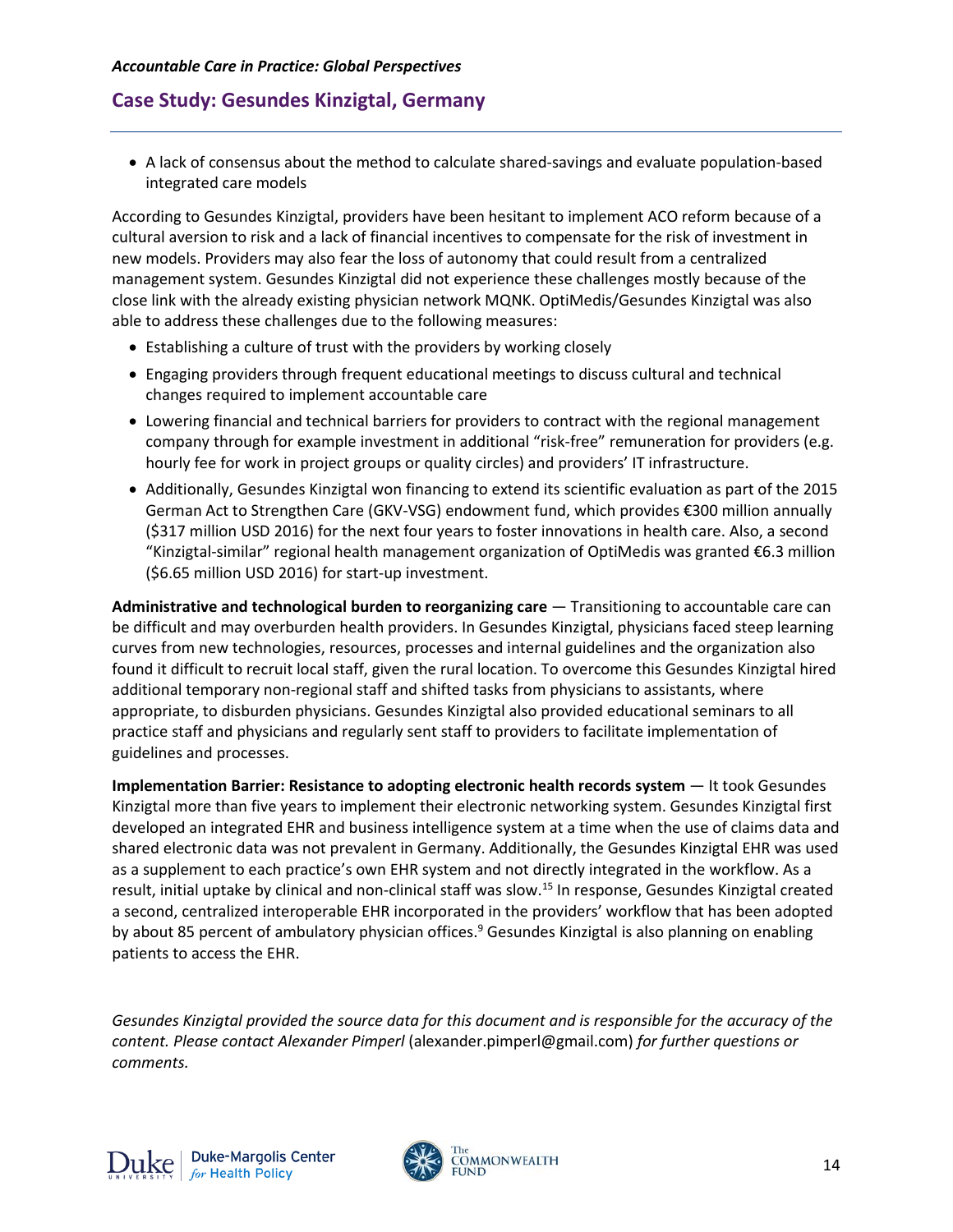- A lack of consensus about the method to calculate shared-savings and evaluate population-based integrated care models

According to Gesundes Kinzigtal, providers have been hesitant to implement ACO reform because of a cultural aversion to risk and a lack of financial incentives to compensate for the risk of investment in new models. Providers may also fear the loss of autonomy that could result from a centralized management system. Gesundes Kinzigtal did not experience these challenges mostly because of the close link with the already existing physician network MQNK. OptiMedis/Gesundes Kinzigtal was also able to address these challenges due to the following measures:

- Establishing a culture of trust with the providers by working closely
- Engaging providers through frequent educational meetings to discuss cultural and technical changes required to implement accountable care
- Lowering financial and technical barriers for providers to contract with the regional management company through for example investment in additional "risk-free" remuneration for providers (e.g. hourly fee for work in project groups or quality circles) and providers' IT infrastructure.
- Additionally, Gesundes Kinzigtal won financing to extend its scientific evaluation as part of the 2015 German Act to Strengthen Care (GKV-VSG) endowment fund, which provides €300 million annually ($317 million USD 2016) for the next four years to foster innovations in health care. Also, a second "Kinzigtal-similar" regional health management organization of OptiMedis was granted €6.3 million ($6.65 million USD 2016) for start-up investment.

**Administrative and technological burden to reorganizing care** — Transitioning to accountable care can be difficult and may overburden health providers. In Gesundes Kinzigtal, physicians faced steep learning curves from new technologies, resources, processes and internal guidelines and the organization also found it difficult to recruit local staff, given the rural location. To overcome this Gesundes Kinzigtal hired additional temporary non-regional staff and shifted tasks from physicians to assistants, where appropriate, to disburden physicians. Gesundes Kinzigtal also provided educational seminars to all practice staff and physicians and regularly sent staff to providers to facilitate implementation of guidelines and processes.

**Implementation Barrier: Resistance to adopting electronic health records system** — It took Gesundes Kinzigtal more than five years to implement their electronic networking system. Gesundes Kinzigtal first developed an integrated EHR and business intelligence system at a time when the use of claims data and shared electronic data was not prevalent in Germany. Additionally, the Gesundes Kinzigtal EHR was used as a supplement to each practice's own EHR system and not directly integrated in the workflow. As a result, initial uptake by clinical and non-clinical staff was slow.[15] In response, Gesundes Kinzigtal created a second, centralized interoperable EHR incorporated in the providers' workflow that has been adopted by about 85 percent of ambulatory physician offices.[9] Gesundes Kinzigtal is also planning on enabling patients to access the EHR.

*Gesundes Kinzigtal provided the source data for this document and is responsible for the accuracy of the content. Please contact Alexander Pimperl* (alexander.pimperl@gmail.com) *for further questions or comments.*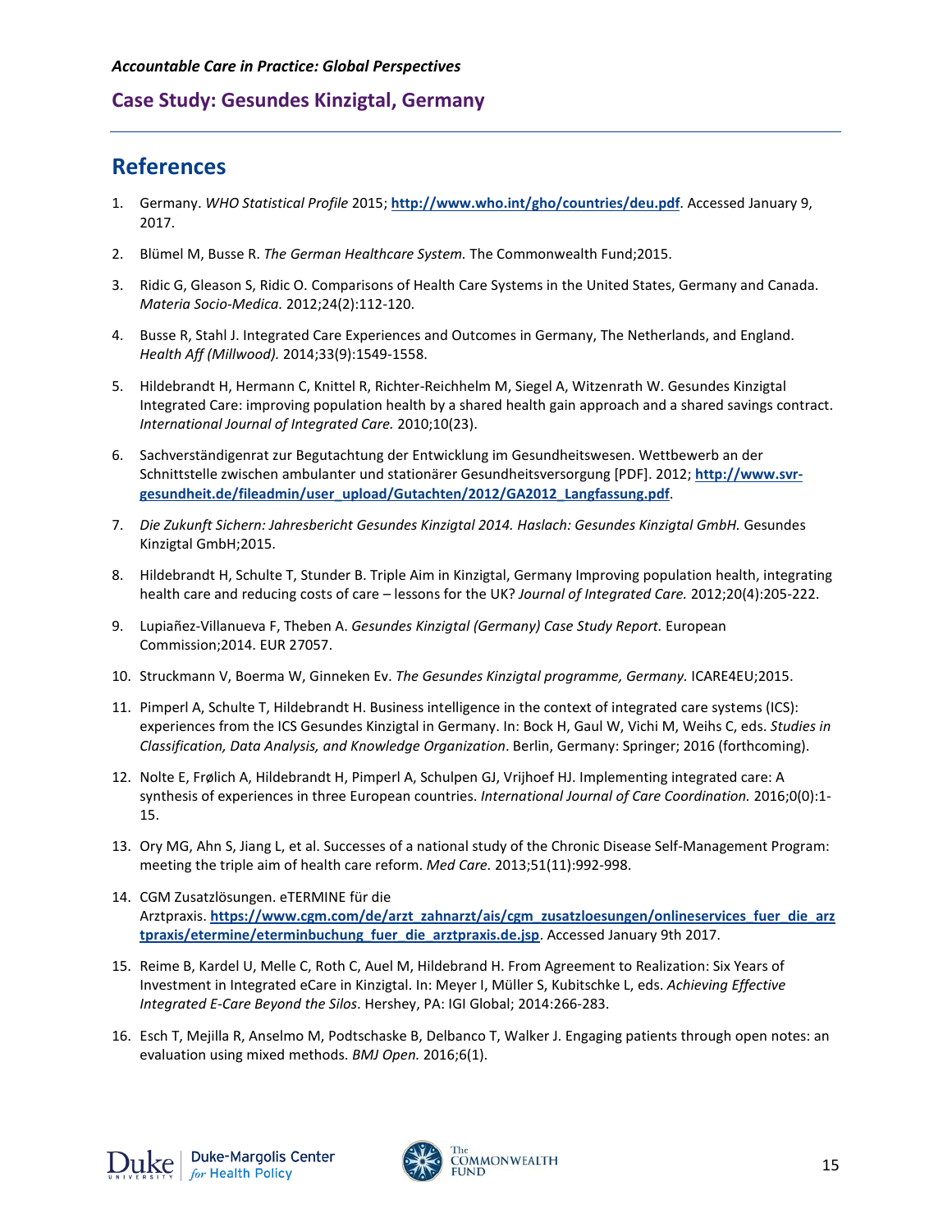## References

1. Germany. *WHO Statistical Profile* 2015; **http://www.who.int/gho/countries/deu.pdf**. Accessed January 9, 2017.

2. Blümel M, Busse R. *The German Healthcare System.* The Commonwealth Fund;2015.

3. Ridic G, Gleason S, Ridic O. Comparisons of Health Care Systems in the United States, Germany and Canada. *Materia Socio-Medica.* 2012;24(2):112-120.

4. Busse R, Stahl J. Integrated Care Experiences and Outcomes in Germany, The Netherlands, and England. *Health Aff (Millwood).* 2014;33(9):1549-1558.

5. Hildebrandt H, Hermann C, Knittel R, Richter-Reichhelm M, Siegel A, Witzenrath W. Gesundes Kinzigtal Integrated Care: improving population health by a shared health gain approach and a shared savings contract. *International Journal of Integrated Care.* 2010;10(23).

6. Sachverständigenrat zur Begutachtung der Entwicklung im Gesundheitswesen. Wettbewerb an der Schnittstelle zwischen ambulanter und stationärer Gesundheitsversorgung [PDF]. 2012; **http://www.svr-gesundheit.de/fileadmin/user_upload/Gutachten/2012/GA2012_Langfassung.pdf**.

7. *Die Zukunft Sichern: Jahresbericht Gesundes Kinzigtal 2014. Haslach: Gesundes Kinzigtal GmbH.* Gesundes Kinzigtal GmbH;2015.

8. Hildebrandt H, Schulte T, Stunder B. Triple Aim in Kinzigtal, Germany Improving population health, integrating health care and reducing costs of care – lessons for the UK? *Journal of Integrated Care.* 2012;20(4):205-222.

9. Lupiañez-Villanueva F, Theben A. *Gesundes Kinzigtal (Germany) Case Study Report.* European Commission;2014. EUR 27057.

10. Struckmann V, Boerma W, Ginneken Ev. *The Gesundes Kinzigtal programme, Germany.* ICARE4EU;2015.

11. Pimperl A, Schulte T, Hildebrandt H. Business intelligence in the context of integrated care systems (ICS): experiences from the ICS Gesundes Kinzigtal in Germany. In: Bock H, Gaul W, Vichi M, Weihs C, eds. *Studies in Classification, Data Analysis, and Knowledge Organization*. Berlin, Germany: Springer; 2016 (forthcoming).

12. Nolte E, Frølich A, Hildebrandt H, Pimperl A, Schulpen GJ, Vrijhoef HJ. Implementing integrated care: A synthesis of experiences in three European countries. *International Journal of Care Coordination.* 2016;0(0):1-15.

13. Ory MG, Ahn S, Jiang L, et al. Successes of a national study of the Chronic Disease Self-Management Program: meeting the triple aim of health care reform. *Med Care.* 2013;51(11):992-998.

14. CGM Zusatzlösungen. eTERMINE für die Arztpraxis. **https://www.cgm.com/de/arzt_zahnarzt/ais/cgm_zusatzloesungen/onlineservices_fuer_die_arztpraxis/etermine/eterminbuchung_fuer_die_arztpraxis.de.jsp**. Accessed January 9th 2017.

15. Reime B, Kardel U, Melle C, Roth C, Auel M, Hildebrand H. From Agreement to Realization: Six Years of Investment in Integrated eCare in Kinzigtal. In: Meyer I, Müller S, Kubitschke L, eds. *Achieving Effective Integrated E-Care Beyond the Silos*. Hershey, PA: IGI Global; 2014:266-283.

16. Esch T, Mejilla R, Anselmo M, Podtschaske B, Delbanco T, Walker J. Engaging patients through open notes: an evaluation using mixed methods. *BMJ Open.* 2016;6(1).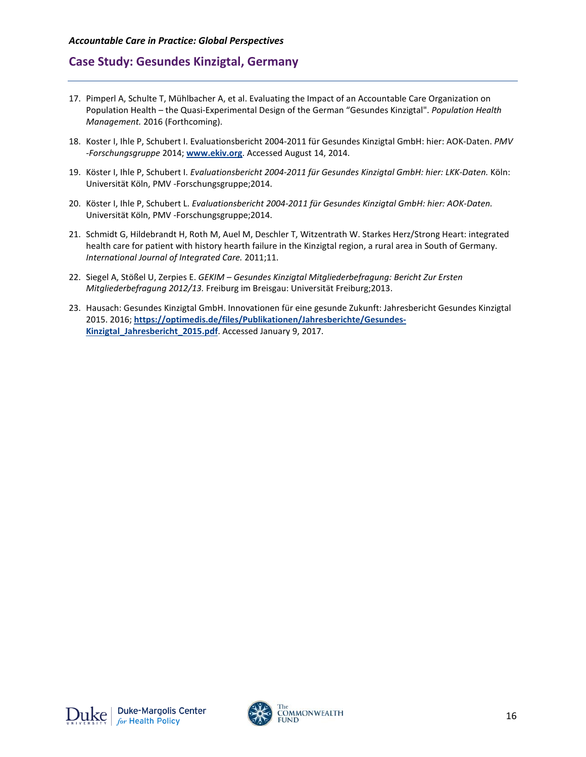17. Pimperl A, Schulte T, Mühlbacher A, et al. Evaluating the Impact of an Accountable Care Organization on Population Health – the Quasi-Experimental Design of the German "Gesundes Kinzigtal". *Population Health Management.* 2016 (Forthcoming).

18. Koster I, Ihle P, Schubert I. Evaluationsbericht 2004-2011 für Gesundes Kinzigtal GmbH: hier: AOK-Daten. *PMV -Forschungsgruppe* 2014; **www.ekiv.org**. Accessed August 14, 2014.

19. Köster I, Ihle P, Schubert I. *Evaluationsbericht 2004-2011 für Gesundes Kinzigtal GmbH: hier: LKK-Daten.* Köln: Universität Köln, PMV -Forschungsgruppe;2014.

20. Köster I, Ihle P, Schubert L. *Evaluationsbericht 2004-2011 für Gesundes Kinzigtal GmbH: hier: AOK-Daten.* Universität Köln, PMV -Forschungsgruppe;2014.

21. Schmidt G, Hildebrandt H, Roth M, Auel M, Deschler T, Witzentrath W. Starkes Herz/Strong Heart: integrated health care for patient with history hearth failure in the Kinzigtal region, a rural area in South of Germany. *International Journal of Integrated Care.* 2011;11.

22. Siegel A, Stößel U, Zerpies E. *GEKIM – Gesundes Kinzigtal Mitgliederbefragung: Bericht Zur Ersten Mitgliederbefragung 2012/13.* Freiburg im Breisgau: Universität Freiburg;2013.

23. Hausach: Gesundes Kinzigtal GmbH. Innovationen für eine gesunde Zukunft: Jahresbericht Gesundes Kinzigtal 2015. 2016; **https://optimedis.de/files/Publikationen/Jahresberichte/Gesundes-Kinzigtal_Jahresbericht_2015.pdf**. Accessed January 9, 2017.